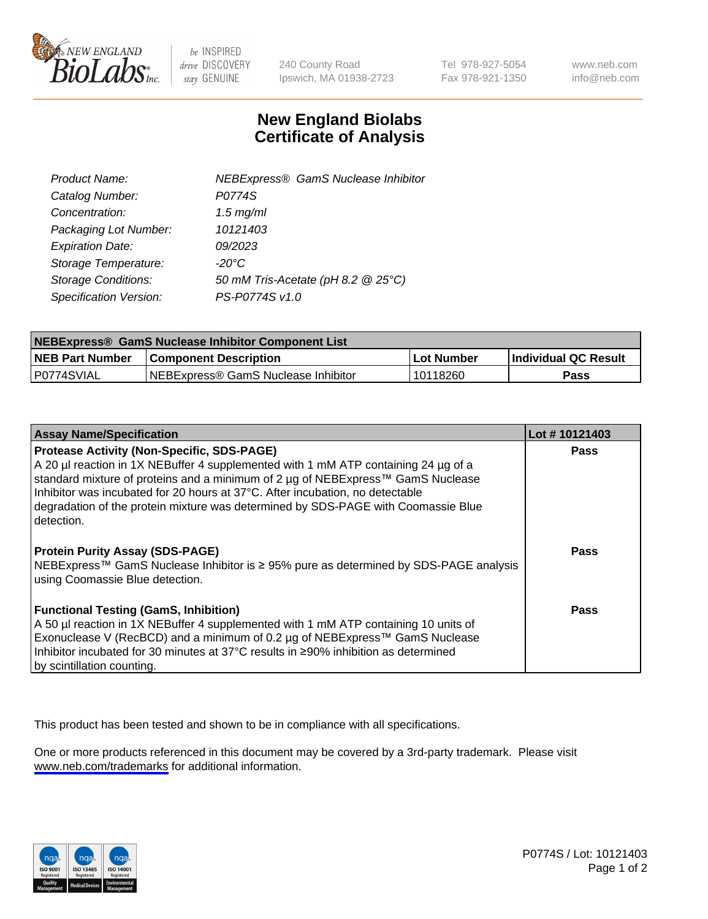# New England Biolabs
# Certificate of Analysis

| | |
|---|---|
| *Product Name:* | *NEBExpress® GamS Nuclease Inhibitor* |
| *Catalog Number:* | *P0774S* |
| *Concentration:* | *1.5 mg/ml* |
| *Packaging Lot Number:* | *10121403* |
| *Expiration Date:* | *09/2023* |
| *Storage Temperature:* | *-20°C* |
| *Storage Conditions:* | *50 mM Tris-Acetate (pH 8.2 @ 25°C)* |
| *Specification Version:* | *PS-P0774S v1.0* |

| NEBExpress® GamS Nuclease Inhibitor Component List | | | |
|---|---|---|---|
| **NEB Part Number** | **Component Description** | **Lot Number** | **Individual QC Result** |
| P0774SVIAL | NEBExpress® GamS Nuclease Inhibitor | 10118260 | **Pass** |

| Assay Name/Specification | Lot # 10121403 |
|---|---|
| **Protease Activity (Non-Specific, SDS-PAGE)**<br>A 20 µl reaction in 1X NEBuffer 4 supplemented with 1 mM ATP containing 24 µg of a standard mixture of proteins and a minimum of 2 µg of NEBExpress™ GamS Nuclease Inhibitor was incubated for 20 hours at 37°C. After incubation, no detectable degradation of the protein mixture was determined by SDS-PAGE with Coomassie Blue detection. | **Pass** |
| **Protein Purity Assay (SDS-PAGE)**<br>NEBExpress™ GamS Nuclease Inhibitor is ≥ 95% pure as determined by SDS-PAGE analysis using Coomassie Blue detection. | **Pass** |
| **Functional Testing (GamS, Inhibition)**<br>A 50 µl reaction in 1X NEBuffer 4 supplemented with 1 mM ATP containing 10 units of Exonuclease V (RecBCD) and a minimum of 0.2 µg of NEBExpress™ GamS Nuclease Inhibitor incubated for 30 minutes at 37°C results in ≥90% inhibition as determined by scintillation counting. | **Pass** |

This product has been tested and shown to be in compliance with all specifications.

One or more products referenced in this document may be covered by a 3rd-party trademark. Please visit www.neb.com/trademarks for additional information.

P0774S / Lot: 10121403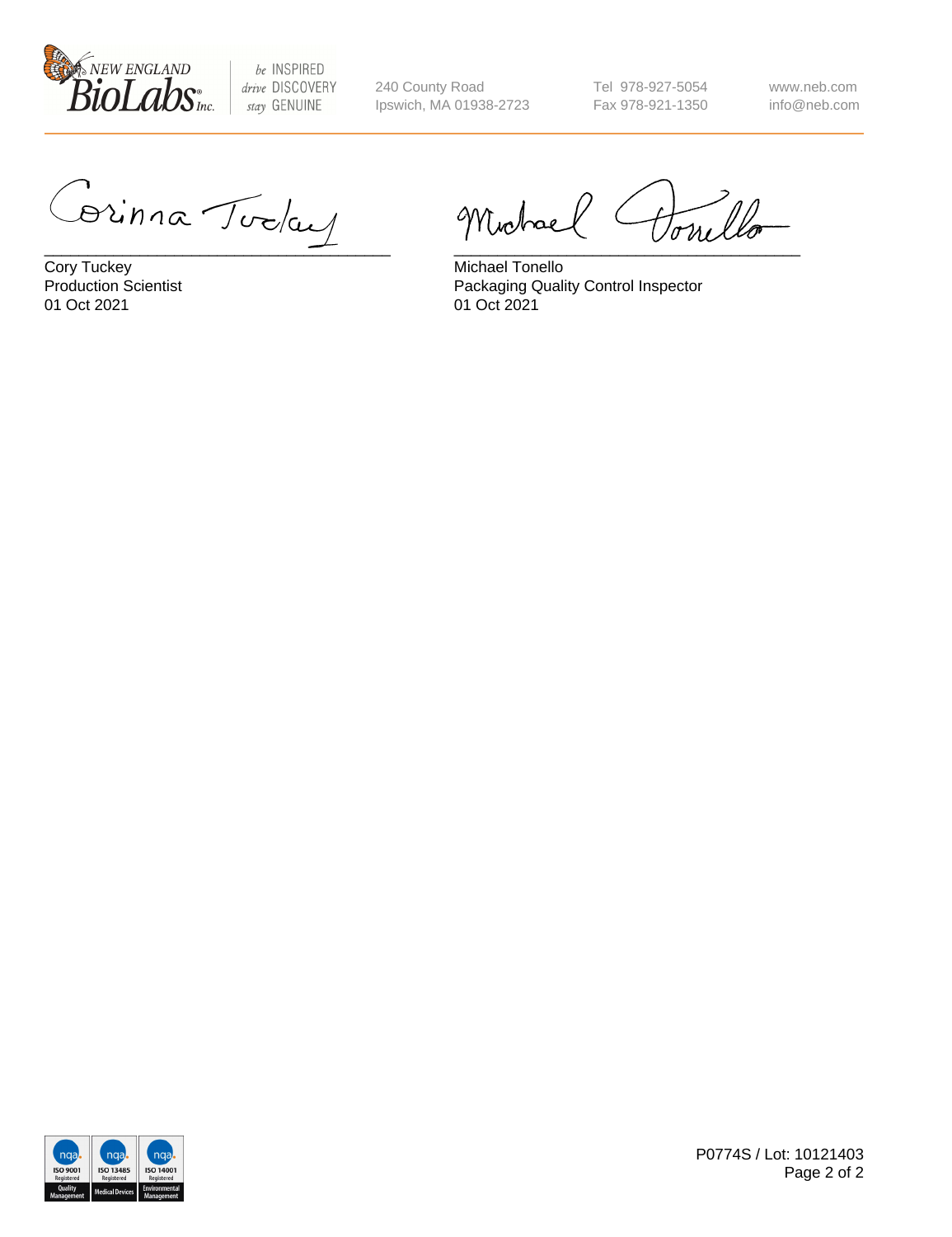Cory Tuckey
Production Scientist
01 Oct 2021

Michael Tonello
Packaging Quality Control Inspector
01 Oct 2021

P0774S / Lot: 10121403